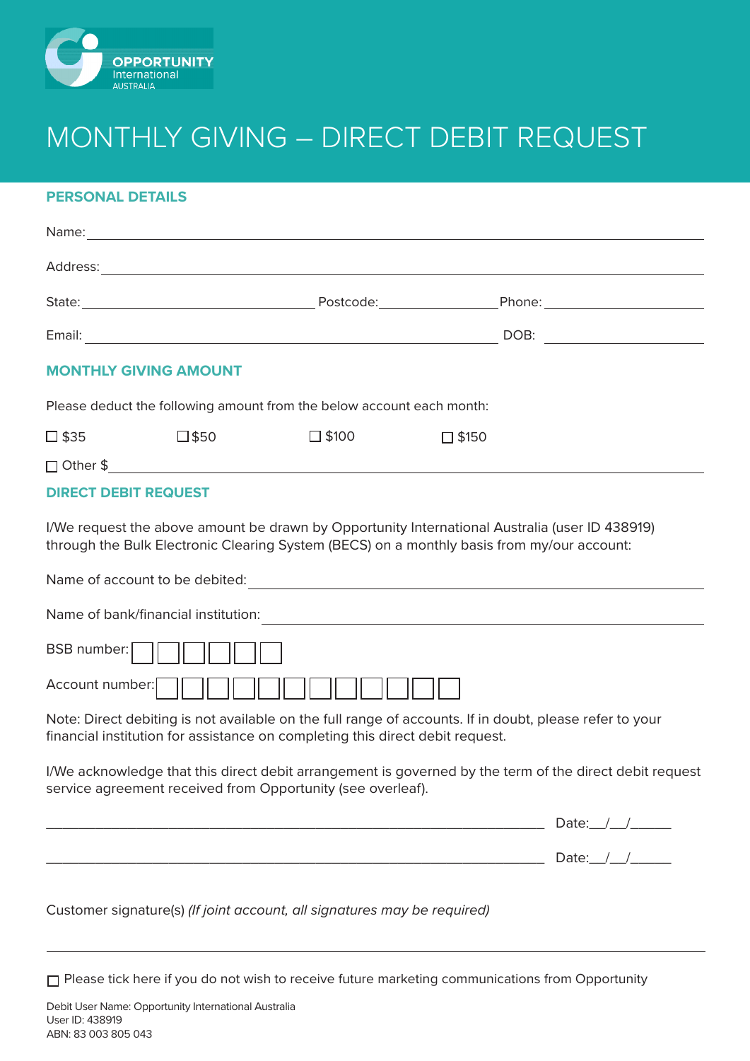OPPORTUNITY International AUSTRALIA

# MONTHLY GIVING – DIRECT DEBIT REQUEST

## PERSONAL DETAILS

Name: ______________________________________________

Address: ______________________________________________

State: ____________________ Postcode: ______________ Phone: ______________

Email: ______________________________ DOB: ______________

## MONTHLY GIVING AMOUNT

Please deduct the following amount from the below account each month:

☐ $35 ☐ $50 ☐ $100 ☐ $150

☐ Other $ ______________________________________________

## DIRECT DEBIT REQUEST

I/We request the above amount be drawn by Opportunity International Australia (user ID 438919) through the Bulk Electronic Clearing System (BECS) on a monthly basis from my/our account:

Name of account to be debited: ______________________________________________

Name of bank/financial institution: ______________________________________________

BSB number: ☐☐☐☐☐☐

Account number: ☐☐☐☐☐☐☐☐☐☐☐☐

Note: Direct debiting is not available on the full range of accounts. If in doubt, please refer to your financial institution for assistance on completing this direct debit request.

I/We acknowledge that this direct debit arrangement is governed by the term of the direct debit request service agreement received from Opportunity (see overleaf).

______________________________________________ Date:__/__/______

______________________________________________ Date:__/__/______

Customer signature(s) *(If joint account, all signatures may be required)*

☐ Please tick here if you do not wish to receive future marketing communications from Opportunity

Debit User Name: Opportunity International Australia
User ID: 438919
ABN: 83 003 805 043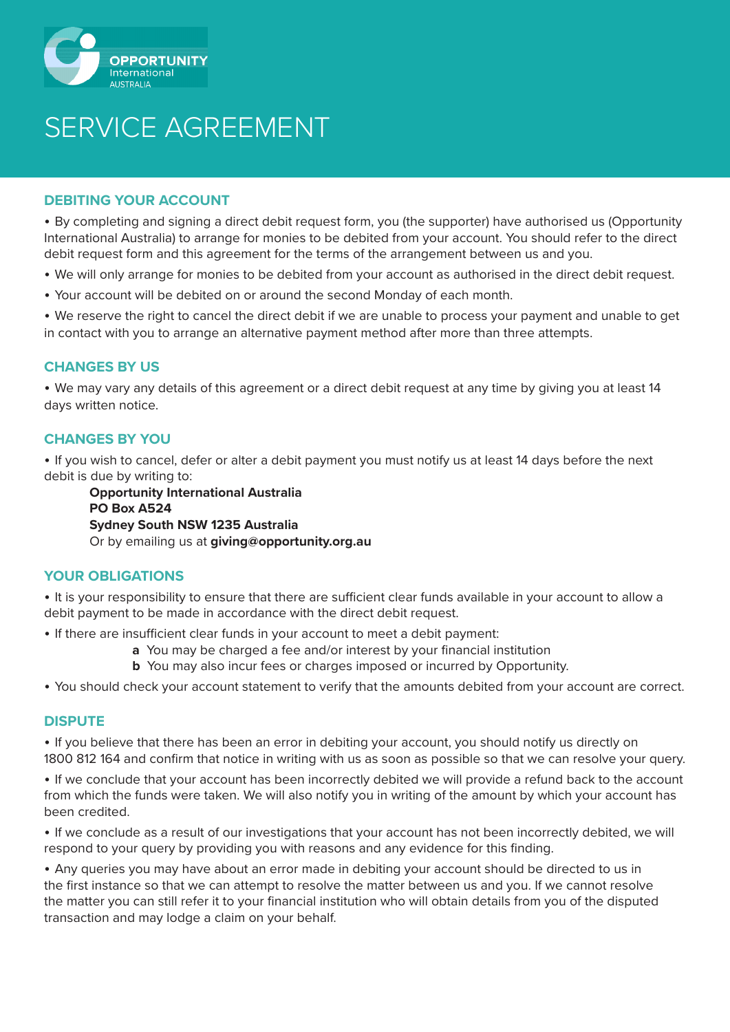OPPORTUNITY International AUSTRALIA

# SERVICE AGREEMENT

## DEBITING YOUR ACCOUNT

- By completing and signing a direct debit request form, you (the supporter) have authorised us (Opportunity International Australia) to arrange for monies to be debited from your account. You should refer to the direct debit request form and this agreement for the terms of the arrangement between us and you.
- We will only arrange for monies to be debited from your account as authorised in the direct debit request.
- Your account will be debited on or around the second Monday of each month.
- We reserve the right to cancel the direct debit if we are unable to process your payment and unable to get in contact with you to arrange an alternative payment method after more than three attempts.

## CHANGES BY US

- We may vary any details of this agreement or a direct debit request at any time by giving you at least 14 days written notice.

## CHANGES BY YOU

- If you wish to cancel, defer or alter a debit payment you must notify us at least 14 days before the next debit is due by writing to:

  **Opportunity International Australia**
  **PO Box A524**
  **Sydney South NSW 1235 Australia**
  Or by emailing us at **giving@opportunity.org.au**

## YOUR OBLIGATIONS

- It is your responsibility to ensure that there are sufficient clear funds available in your account to allow a debit payment to be made in accordance with the direct debit request.
- If there are insufficient clear funds in your account to meet a debit payment:
  - **a** You may be charged a fee and/or interest by your financial institution
  - **b** You may also incur fees or charges imposed or incurred by Opportunity.
- You should check your account statement to verify that the amounts debited from your account are correct.

## DISPUTE

- If you believe that there has been an error in debiting your account, you should notify us directly on 1800 812 164 and confirm that notice in writing with us as soon as possible so that we can resolve your query.
- If we conclude that your account has been incorrectly debited we will provide a refund back to the account from which the funds were taken. We will also notify you in writing of the amount by which your account has been credited.
- If we conclude as a result of our investigations that your account has not been incorrectly debited, we will respond to your query by providing you with reasons and any evidence for this finding.
- Any queries you may have about an error made in debiting your account should be directed to us in the first instance so that we can attempt to resolve the matter between us and you. If we cannot resolve the matter you can still refer it to your financial institution who will obtain details from you of the disputed transaction and may lodge a claim on your behalf.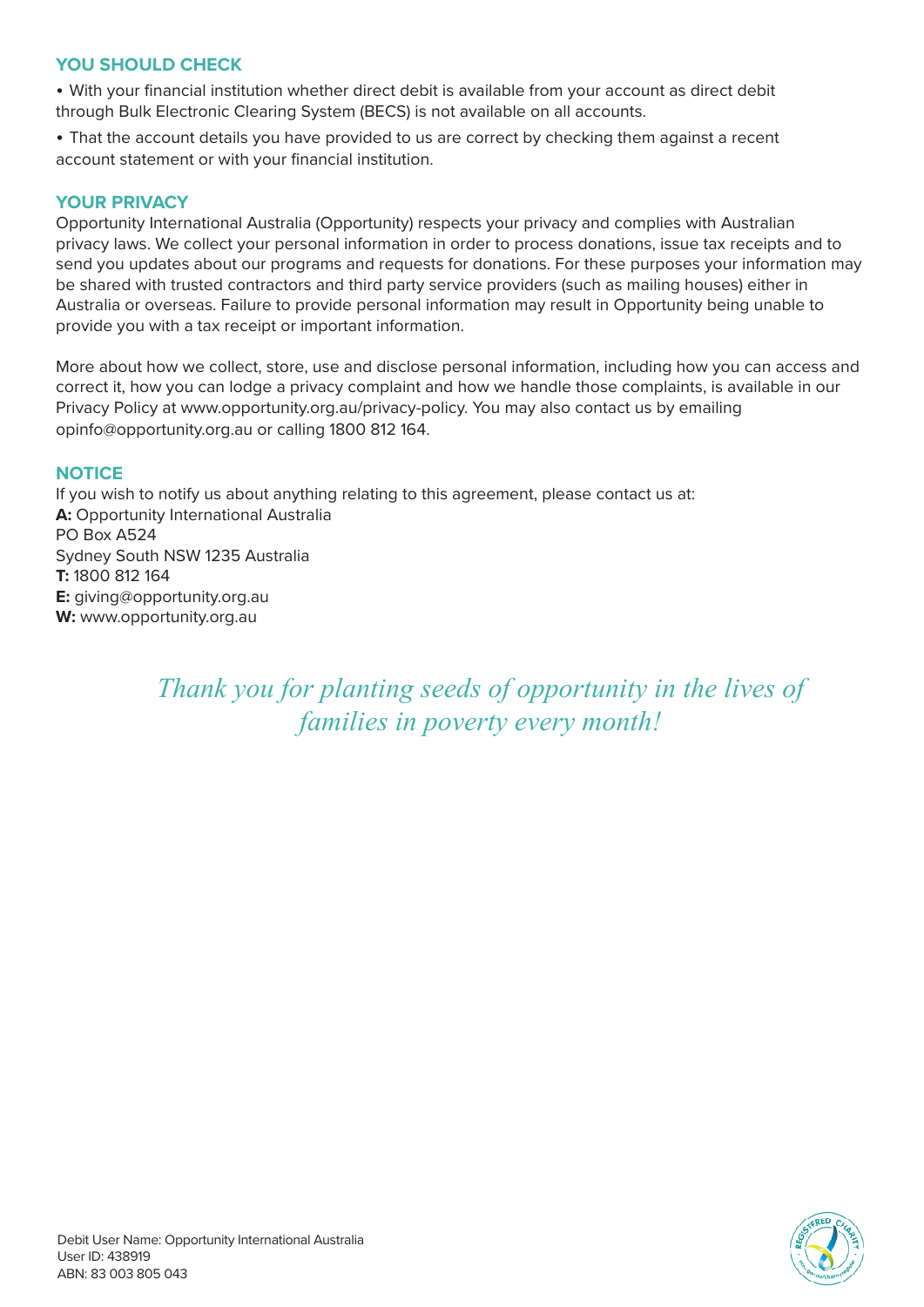## YOU SHOULD CHECK

- With your financial institution whether direct debit is available from your account as direct debit through Bulk Electronic Clearing System (BECS) is not available on all accounts.
- That the account details you have provided to us are correct by checking them against a recent account statement or with your financial institution.

## YOUR PRIVACY

Opportunity International Australia (Opportunity) respects your privacy and complies with Australian privacy laws. We collect your personal information in order to process donations, issue tax receipts and to send you updates about our programs and requests for donations. For these purposes your information may be shared with trusted contractors and third party service providers (such as mailing houses) either in Australia or overseas. Failure to provide personal information may result in Opportunity being unable to provide you with a tax receipt or important information.

More about how we collect, store, use and disclose personal information, including how you can access and correct it, how you can lodge a privacy complaint and how we handle those complaints, is available in our Privacy Policy at www.opportunity.org.au/privacy-policy. You may also contact us by emailing opinfo@opportunity.org.au or calling 1800 812 164.

## NOTICE

If you wish to notify us about anything relating to this agreement, please contact us at:
**A:** Opportunity International Australia
PO Box A524
Sydney South NSW 1235 Australia
**T:** 1800 812 164
**E:** giving@opportunity.org.au
**W:** www.opportunity.org.au

*Thank you for planting seeds of opportunity in the lives of families in poverty every month!*

Debit User Name: Opportunity International Australia
User ID: 438919
ABN: 83 003 805 043